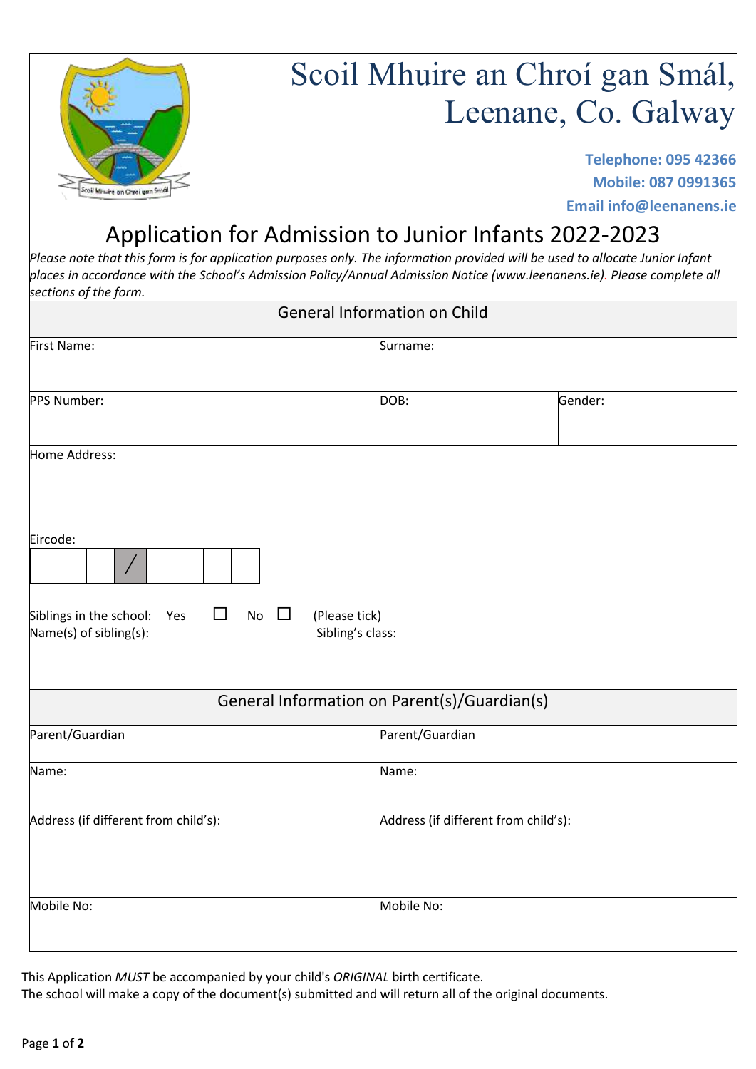# Scoil Mhuire an Chroí gan Smál, Leenane, Co. Galway

**Telephone: 095 42366**
**Mobile: 087 0991365**
**Email info@leenanens.ie**

## Application for Admission to Junior Infants 2022-2023

*Please note that this form is for application purposes only. The information provided will be used to allocate Junior Infant places in accordance with the School's Admission Policy/Annual Admission Notice (www.leenanens.ie). Please complete all sections of the form.*

### General Information on Child

| First Name: | Surname: | |
|---|---|---|
| PPS Number: | DOB: | Gender: |

Home Address:

Eircode:

| | | | / | | | | |
|---|---|---|---|---|---|---|---|

Siblings in the school: Yes ☐ No ☐ (Please tick)
Name(s) of sibling(s): Sibling's class:

### General Information on Parent(s)/Guardian(s)

| Parent/Guardian | Parent/Guardian |
|---|---|
| Name: | Name: |
| Address (if different from child's): | Address (if different from child's): |
| Mobile No: | Mobile No: |

This Application *MUST* be accompanied by your child's *ORIGINAL* birth certificate.
The school will make a copy of the document(s) submitted and will return all of the original documents.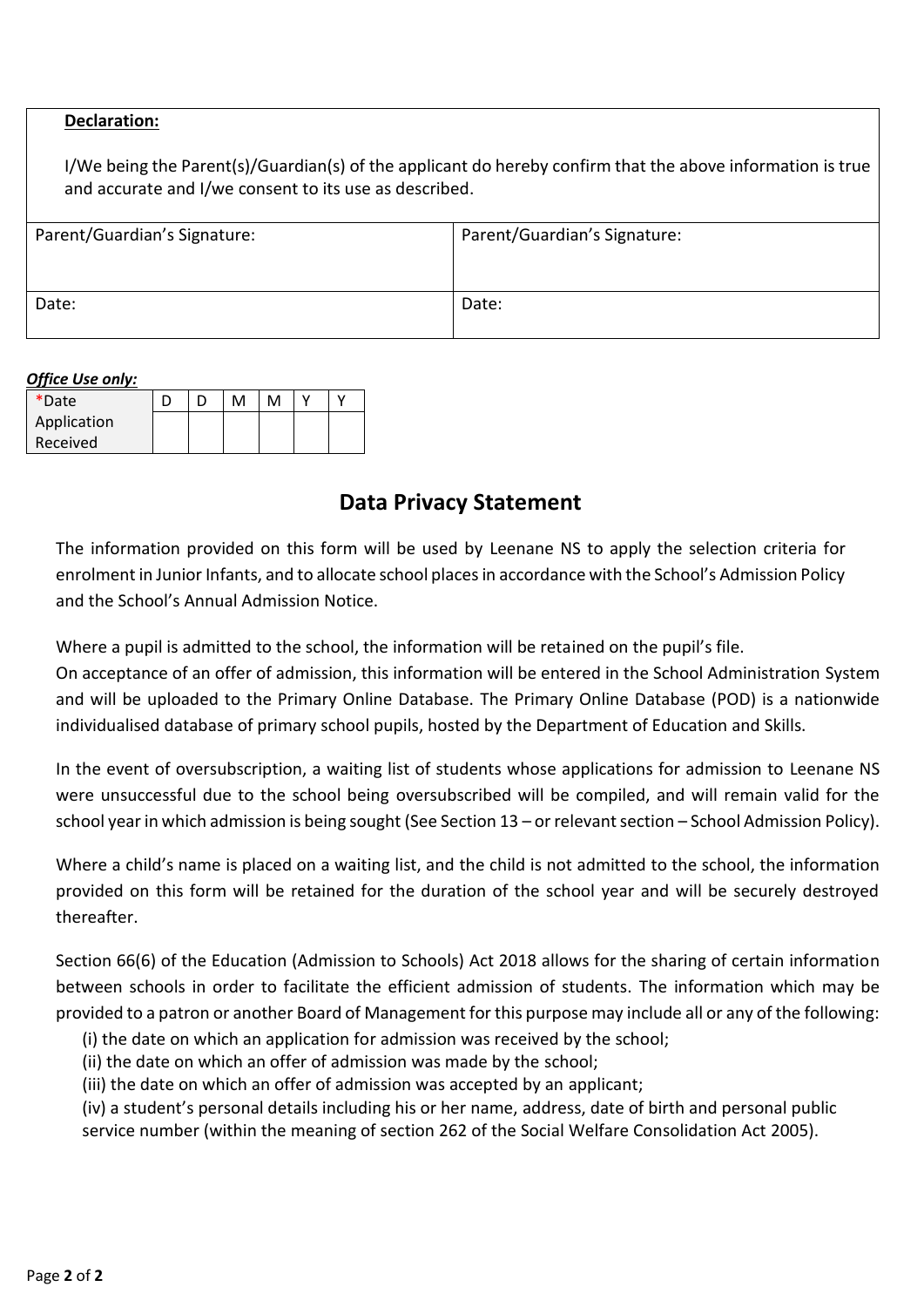**Declaration:**

I/We being the Parent(s)/Guardian(s) of the applicant do hereby confirm that the above information is true and accurate and I/we consent to its use as described.

| | |
|---|---|
| Parent/Guardian's Signature: | Parent/Guardian's Signature: |
| Date: | Date: |

***Office Use only:***

| *Date Application Received | D | D | M | M | Y | Y |
|---|---|---|---|---|---|---|
| | | | | | | |

## Data Privacy Statement

The information provided on this form will be used by Leenane NS to apply the selection criteria for enrolment in Junior Infants, and to allocate school places in accordance with the School's Admission Policy and the School's Annual Admission Notice.

Where a pupil is admitted to the school, the information will be retained on the pupil's file.
On acceptance of an offer of admission, this information will be entered in the School Administration System and will be uploaded to the Primary Online Database. The Primary Online Database (POD) is a nationwide individualised database of primary school pupils, hosted by the Department of Education and Skills.

In the event of oversubscription, a waiting list of students whose applications for admission to Leenane NS were unsuccessful due to the school being oversubscribed will be compiled, and will remain valid for the school year in which admission is being sought (See Section 13 – or relevant section – School Admission Policy).

Where a child's name is placed on a waiting list, and the child is not admitted to the school, the information provided on this form will be retained for the duration of the school year and will be securely destroyed thereafter.

Section 66(6) of the Education (Admission to Schools) Act 2018 allows for the sharing of certain information between schools in order to facilitate the efficient admission of students. The information which may be provided to a patron or another Board of Management for this purpose may include all or any of the following:

(i) the date on which an application for admission was received by the school;
(ii) the date on which an offer of admission was made by the school;
(iii) the date on which an offer of admission was accepted by an applicant;
(iv) a student's personal details including his or her name, address, date of birth and personal public service number (within the meaning of section 262 of the Social Welfare Consolidation Act 2005).